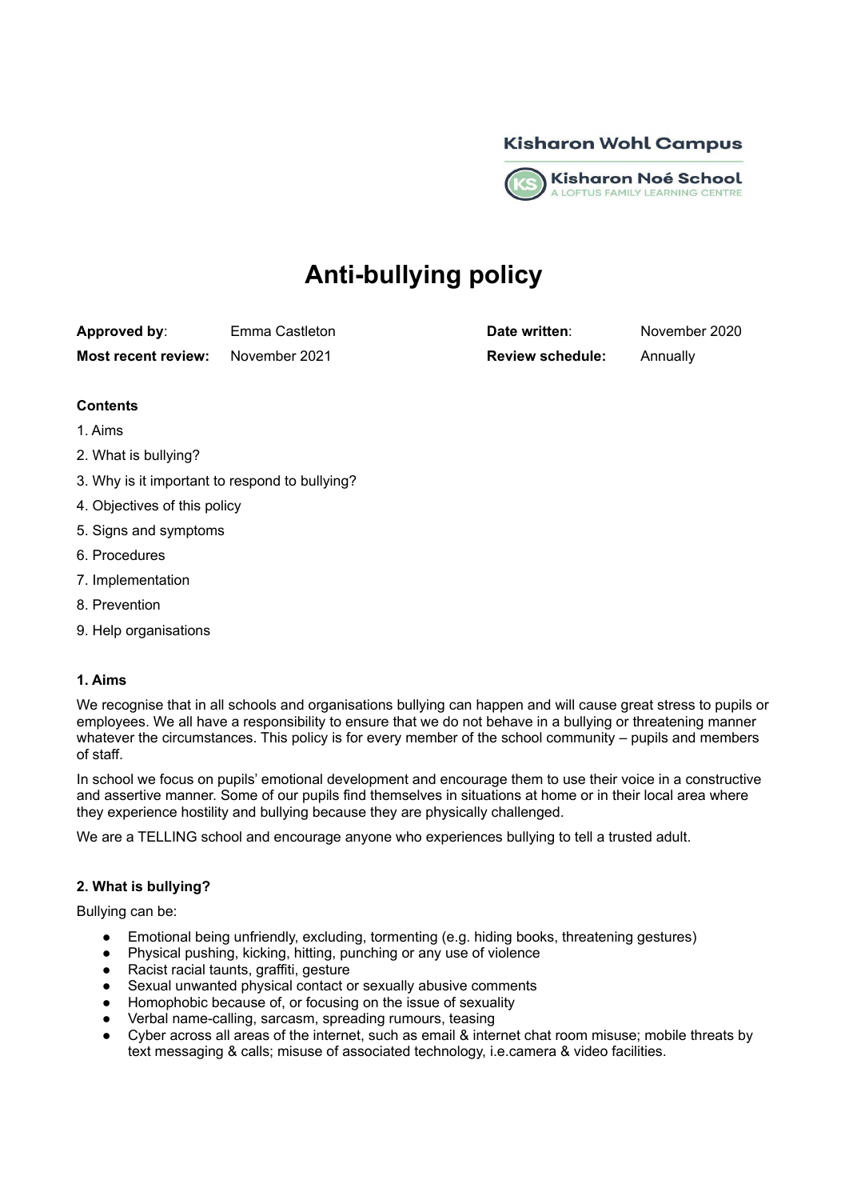Kisharon Wohl Campus

Kisharon Noé School
A LOFTUS FAMILY LEARNING CENTRE

# Anti-bullying policy

| **Approved by**: | Emma Castleton | **Date written**: | November 2020 |
|---|---|---|---|
| **Most recent review:** | November 2021 | **Review schedule:** | Annually |

**Contents**

1. Aims
2. What is bullying?
3. Why is it important to respond to bullying?
4. Objectives of this policy
5. Signs and symptoms
6. Procedures
7. Implementation
8. Prevention
9. Help organisations

### 1. Aims

We recognise that in all schools and organisations bullying can happen and will cause great stress to pupils or employees. We all have a responsibility to ensure that we do not behave in a bullying or threatening manner whatever the circumstances. This policy is for every member of the school community – pupils and members of staff.

In school we focus on pupils' emotional development and encourage them to use their voice in a constructive and assertive manner. Some of our pupils find themselves in situations at home or in their local area where they experience hostility and bullying because they are physically challenged.

We are a TELLING school and encourage anyone who experiences bullying to tell a trusted adult.

### 2. What is bullying?

Bullying can be:

- Emotional being unfriendly, excluding, tormenting (e.g. hiding books, threatening gestures)
- Physical pushing, kicking, hitting, punching or any use of violence
- Racist racial taunts, graffiti, gesture
- Sexual unwanted physical contact or sexually abusive comments
- Homophobic because of, or focusing on the issue of sexuality
- Verbal name-calling, sarcasm, spreading rumours, teasing
- Cyber across all areas of the internet, such as email & internet chat room misuse; mobile threats by text messaging & calls; misuse of associated technology, i.e.camera & video facilities.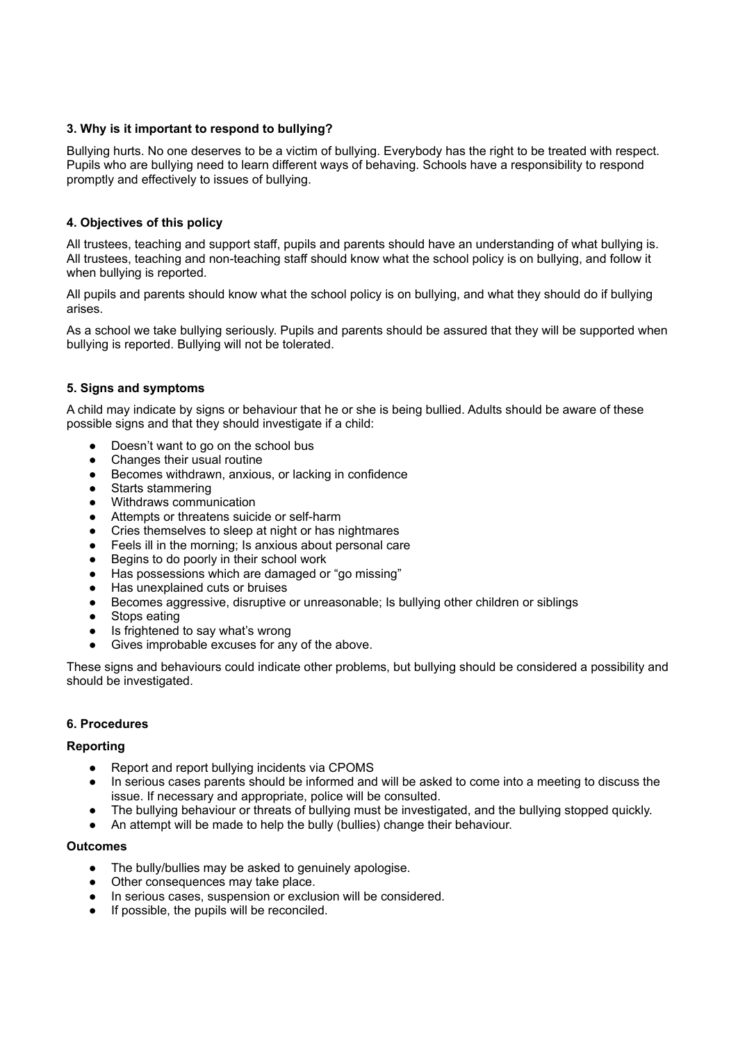### 3. Why is it important to respond to bullying?

Bullying hurts. No one deserves to be a victim of bullying. Everybody has the right to be treated with respect. Pupils who are bullying need to learn different ways of behaving. Schools have a responsibility to respond promptly and effectively to issues of bullying.

### 4. Objectives of this policy

All trustees, teaching and support staff, pupils and parents should have an understanding of what bullying is. All trustees, teaching and non-teaching staff should know what the school policy is on bullying, and follow it when bullying is reported.

All pupils and parents should know what the school policy is on bullying, and what they should do if bullying arises.

As a school we take bullying seriously. Pupils and parents should be assured that they will be supported when bullying is reported. Bullying will not be tolerated.

### 5. Signs and symptoms

A child may indicate by signs or behaviour that he or she is being bullied. Adults should be aware of these possible signs and that they should investigate if a child:

- Doesn't want to go on the school bus
- Changes their usual routine
- Becomes withdrawn, anxious, or lacking in confidence
- Starts stammering
- Withdraws communication
- Attempts or threatens suicide or self-harm
- Cries themselves to sleep at night or has nightmares
- Feels ill in the morning; Is anxious about personal care
- Begins to do poorly in their school work
- Has possessions which are damaged or "go missing"
- Has unexplained cuts or bruises
- Becomes aggressive, disruptive or unreasonable; Is bullying other children or siblings
- Stops eating
- Is frightened to say what's wrong
- Gives improbable excuses for any of the above.

These signs and behaviours could indicate other problems, but bullying should be considered a possibility and should be investigated.

### 6. Procedures

**Reporting**

- Report and report bullying incidents via CPOMS
- In serious cases parents should be informed and will be asked to come into a meeting to discuss the issue. If necessary and appropriate, police will be consulted.
- The bullying behaviour or threats of bullying must be investigated, and the bullying stopped quickly.
- An attempt will be made to help the bully (bullies) change their behaviour.

**Outcomes**

- The bully/bullies may be asked to genuinely apologise.
- Other consequences may take place.
- In serious cases, suspension or exclusion will be considered.
- If possible, the pupils will be reconciled.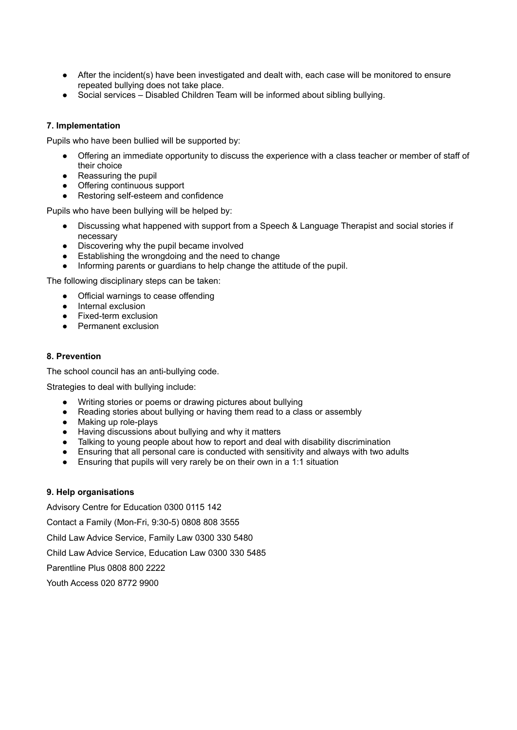- After the incident(s) have been investigated and dealt with, each case will be monitored to ensure repeated bullying does not take place.
- Social services – Disabled Children Team will be informed about sibling bullying.

### 7. Implementation

Pupils who have been bullied will be supported by:

- Offering an immediate opportunity to discuss the experience with a class teacher or member of staff of their choice
- Reassuring the pupil
- Offering continuous support
- Restoring self-esteem and confidence

Pupils who have been bullying will be helped by:

- Discussing what happened with support from a Speech & Language Therapist and social stories if necessary
- Discovering why the pupil became involved
- Establishing the wrongdoing and the need to change
- Informing parents or guardians to help change the attitude of the pupil.

The following disciplinary steps can be taken:

- Official warnings to cease offending
- Internal exclusion
- Fixed-term exclusion
- Permanent exclusion

### 8. Prevention

The school council has an anti-bullying code.

Strategies to deal with bullying include:

- Writing stories or poems or drawing pictures about bullying
- Reading stories about bullying or having them read to a class or assembly
- Making up role-plays
- Having discussions about bullying and why it matters
- Talking to young people about how to report and deal with disability discrimination
- Ensuring that all personal care is conducted with sensitivity and always with two adults
- Ensuring that pupils will very rarely be on their own in a 1:1 situation

### 9. Help organisations

Advisory Centre for Education 0300 0115 142

Contact a Family (Mon-Fri, 9:30-5) 0808 808 3555

Child Law Advice Service, Family Law 0300 330 5480

Child Law Advice Service, Education Law 0300 330 5485

Parentline Plus 0808 800 2222

Youth Access 020 8772 9900